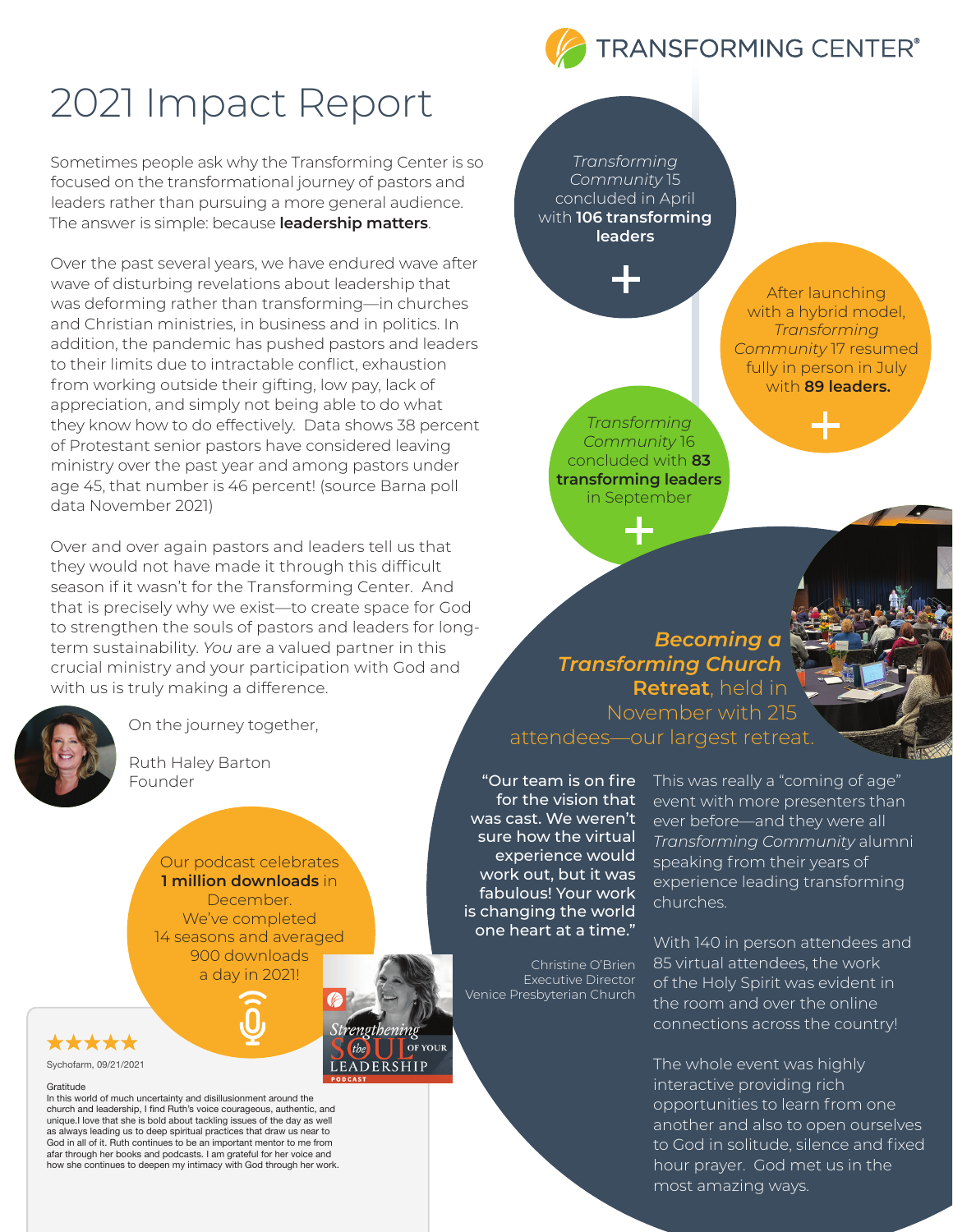# 2021 Impact Report

Sometimes people ask why the Transforming Center is so focused on the transformational journey of pastors and leaders rather than pursuing a more general audience. The answer is simple: because **leadership matters**.

Over the past several years, we have endured wave after wave of disturbing revelations about leadership that was deforming rather than transforming—in churches and Christian ministries, in business and in politics. In addition, the pandemic has pushed pastors and leaders to their limits due to intractable conflict, exhaustion from working outside their gifting, low pay, lack of appreciation, and simply not being able to do what they know how to do effectively. Data shows 38 percent of Protestant senior pastors have considered leaving ministry over the past year and among pastors under age 45, that number is 46 percent! (source Barna poll data November 2021)

Over and over again pastors and leaders tell us that they would not have made it through this difficult season if it wasn't for the Transforming Center. And that is precisely why we exist—to create space for God to strengthen the souls of pastors and leaders for long-term sustainability. *You* are a valued partner in this crucial ministry and your participation with God and with us is truly making a difference.

On the journey together,

Ruth Haley Barton
Founder

*Transforming Community* 15 concluded in April with **106 transforming leaders**

After launching with a hybrid model, *Transforming Community* 17 resumed fully in person in July with **89 leaders.**

*Transforming Community* 16 concluded with **83 transforming leaders** in September

***Becoming a Transforming Church* Retreat**, held in November with 215 attendees—our largest retreat.

"Our team is on fire for the vision that was cast. We weren't sure how the virtual experience would work out, but it was fabulous! Your work is changing the world one heart at a time."

Christine O'Brien
Executive Director
Venice Presbyterian Church

This was really a "coming of age" event with more presenters than ever before—and they were all *Transforming Community* alumni speaking from their years of experience leading transforming churches.

With 140 in person attendees and 85 virtual attendees, the work of the Holy Spirit was evident in the room and over the online connections across the country!

The whole event was highly interactive providing rich opportunities to learn from one another and also to open ourselves to God in solitude, silence and fixed hour prayer. God met us in the most amazing ways.

Our podcast celebrates **1 million downloads** in December. We've completed 14 seasons and averaged 900 downloads a day in 2021!

Strengthening the Soul of Your Leadership Podcast

★★★★★

Sychofarm, 09/21/2021

Gratitude

In this world of much uncertainty and disillusionment around the church and leadership, I find Ruth's voice courageous, authentic, and unique.I love that she is bold about tackling issues of the day as well as always leading us to deep spiritual practices that draw us near to God in all of it. Ruth continues to be an important mentor to me from afar through her books and podcasts. I am grateful for her voice and how she continues to deepen my intimacy with God through her work.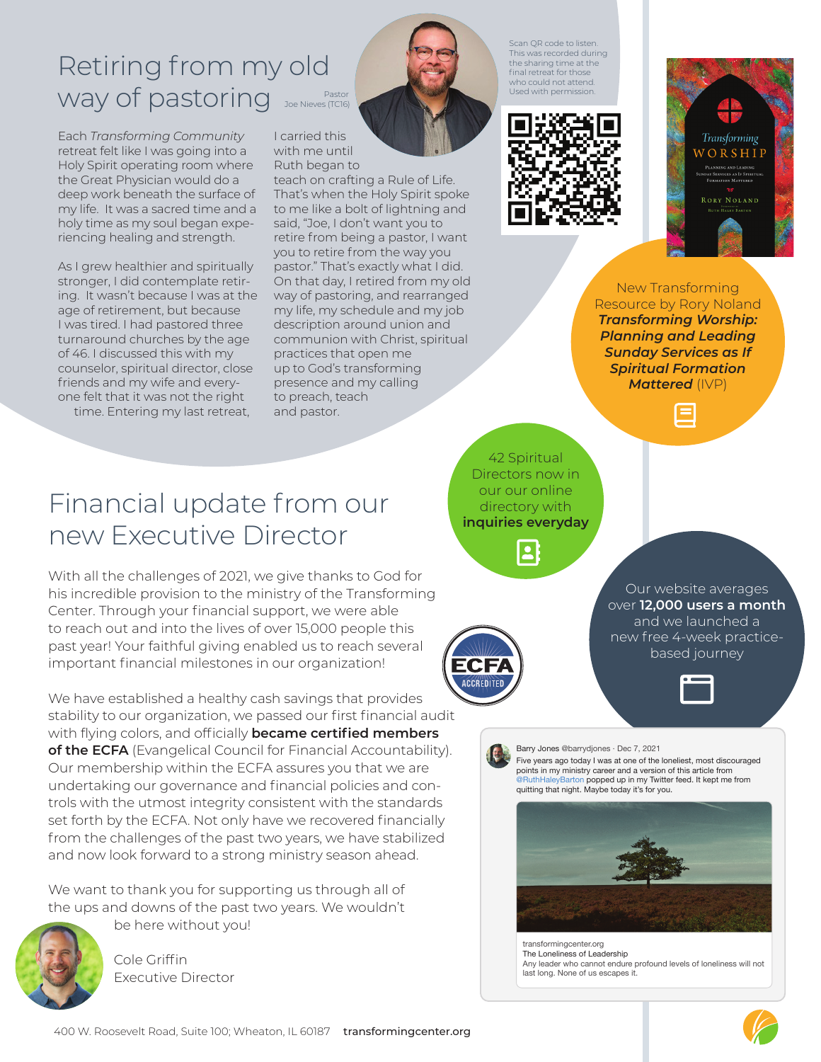# Retiring from my old way of pastoring

Pastor Joe Nieves (TC16)

Each *Transforming Community* retreat felt like I was going into a Holy Spirit operating room where the Great Physician would do a deep work beneath the surface of my life. It was a sacred time and a holy time as my soul began experiencing healing and strength.

As I grew healthier and spiritually stronger, I did contemplate retiring. It wasn't because I was at the age of retirement, but because I was tired. I had pastored three turnaround churches by the age of 46. I discussed this with my counselor, spiritual director, close friends and my wife and everyone felt that it was not the right time. Entering my last retreat, I carried this with me until Ruth began to teach on crafting a Rule of Life. That's when the Holy Spirit spoke to me like a bolt of lightning and said, "Joe, I don't want you to retire from being a pastor, I want you to retire from the way you pastor." That's exactly what I did. On that day, I retired from my old way of pastoring, and rearranged my life, my schedule and my job description around union and communion with Christ, spiritual practices that open me up to God's transforming presence and my calling to preach, teach and pastor.

Scan QR code to listen. This was recorded during the sharing time at the final retreat for those who could not attend. Used with permission.

New Transforming Resource by Rory Noland ***Transforming Worship: Planning and Leading Sunday Services as If Spiritual Formation Mattered*** (IVP)

42 Spiritual Directors now in our our online directory with **inquiries everyday**

Our website averages over **12,000 users a month** and we launched a new free 4-week practice-based journey

# Financial update from our new Executive Director

With all the challenges of 2021, we give thanks to God for his incredible provision to the ministry of the Transforming Center. Through your financial support, we were able to reach out and into the lives of over 15,000 people this past year! Your faithful giving enabled us to reach several important financial milestones in our organization!

We have established a healthy cash savings that provides stability to our organization, we passed our first financial audit with flying colors, and officially **became certified members of the ECFA** (Evangelical Council for Financial Accountability). Our membership within the ECFA assures you that we are undertaking our governance and financial policies and controls with the utmost integrity consistent with the standards set forth by the ECFA. Not only have we recovered financially from the challenges of the past two years, we have stabilized and now look forward to a strong ministry season ahead.

We want to thank you for supporting us through all of the ups and downs of the past two years. We wouldn't be here without you!

Cole Griffin
Executive Director

Barry Jones @barrydjones · Dec 7, 2021
Five years ago today I was at one of the loneliest, most discouraged points in my ministry career and a version of this article from @RuthHaleyBarton popped up in my Twitter feed. It kept me from quitting that night. Maybe today it's for you.

transformingcenter.org
The Loneliness of Leadership
Any leader who cannot endure profound levels of loneliness will not last long. None of us escapes it.

400 W. Roosevelt Road, Suite 100; Wheaton, IL 60187 **transformingcenter.org**